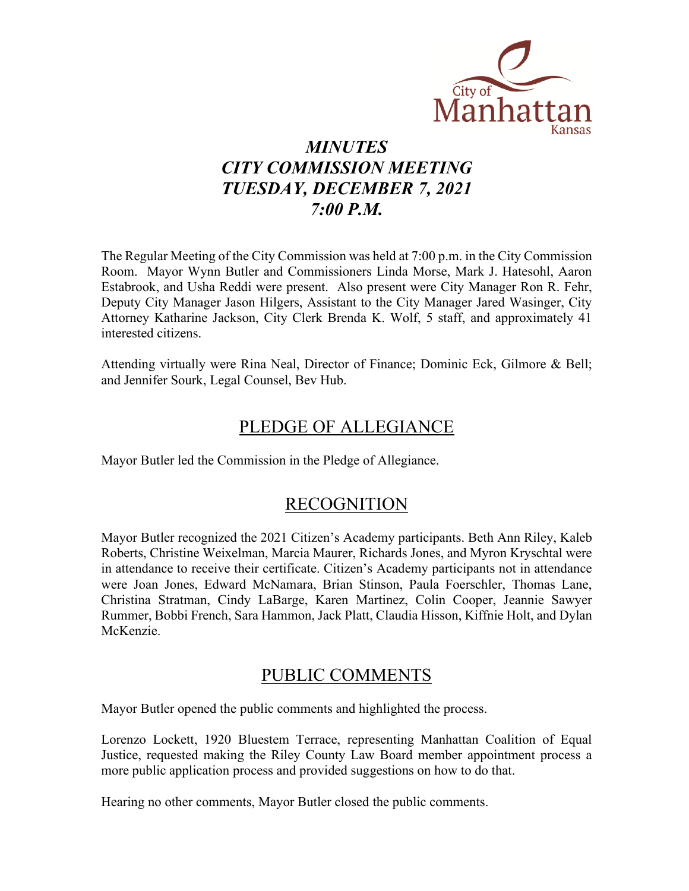# *MINUTES*
# *CITY COMMISSION MEETING*
# *TUESDAY, DECEMBER 7, 2021*
# *7:00 P.M.*

The Regular Meeting of the City Commission was held at 7:00 p.m. in the City Commission Room. Mayor Wynn Butler and Commissioners Linda Morse, Mark J. Hatesohl, Aaron Estabrook, and Usha Reddi were present. Also present were City Manager Ron R. Fehr, Deputy City Manager Jason Hilgers, Assistant to the City Manager Jared Wasinger, City Attorney Katharine Jackson, City Clerk Brenda K. Wolf, 5 staff, and approximately 41 interested citizens.

Attending virtually were Rina Neal, Director of Finance; Dominic Eck, Gilmore & Bell; and Jennifer Sourk, Legal Counsel, Bev Hub.

## PLEDGE OF ALLEGIANCE

Mayor Butler led the Commission in the Pledge of Allegiance.

## RECOGNITION

Mayor Butler recognized the 2021 Citizen's Academy participants. Beth Ann Riley, Kaleb Roberts, Christine Weixelman, Marcia Maurer, Richards Jones, and Myron Kryschtal were in attendance to receive their certificate. Citizen's Academy participants not in attendance were Joan Jones, Edward McNamara, Brian Stinson, Paula Foerschler, Thomas Lane, Christina Stratman, Cindy LaBarge, Karen Martinez, Colin Cooper, Jeannie Sawyer Rummer, Bobbi French, Sara Hammon, Jack Platt, Claudia Hisson, Kiffnie Holt, and Dylan McKenzie.

## PUBLIC COMMENTS

Mayor Butler opened the public comments and highlighted the process.

Lorenzo Lockett, 1920 Bluestem Terrace, representing Manhattan Coalition of Equal Justice, requested making the Riley County Law Board member appointment process a more public application process and provided suggestions on how to do that.

Hearing no other comments, Mayor Butler closed the public comments.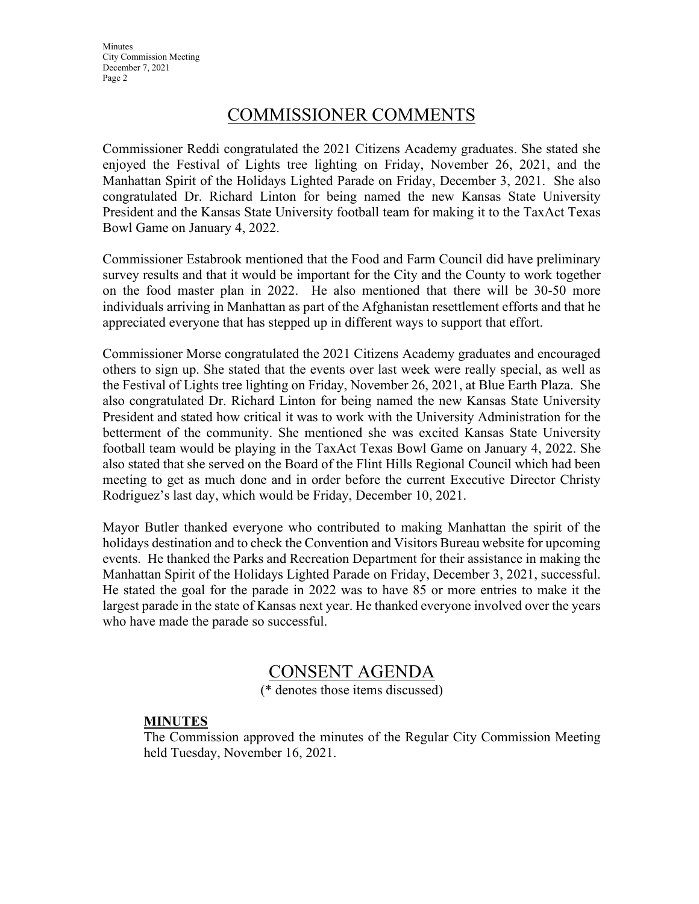## COMMISSIONER COMMENTS

Commissioner Reddi congratulated the 2021 Citizens Academy graduates. She stated she enjoyed the Festival of Lights tree lighting on Friday, November 26, 2021, and the Manhattan Spirit of the Holidays Lighted Parade on Friday, December 3, 2021. She also congratulated Dr. Richard Linton for being named the new Kansas State University President and the Kansas State University football team for making it to the TaxAct Texas Bowl Game on January 4, 2022.

Commissioner Estabrook mentioned that the Food and Farm Council did have preliminary survey results and that it would be important for the City and the County to work together on the food master plan in 2022. He also mentioned that there will be 30-50 more individuals arriving in Manhattan as part of the Afghanistan resettlement efforts and that he appreciated everyone that has stepped up in different ways to support that effort.

Commissioner Morse congratulated the 2021 Citizens Academy graduates and encouraged others to sign up. She stated that the events over last week were really special, as well as the Festival of Lights tree lighting on Friday, November 26, 2021, at Blue Earth Plaza. She also congratulated Dr. Richard Linton for being named the new Kansas State University President and stated how critical it was to work with the University Administration for the betterment of the community. She mentioned she was excited Kansas State University football team would be playing in the TaxAct Texas Bowl Game on January 4, 2022. She also stated that she served on the Board of the Flint Hills Regional Council which had been meeting to get as much done and in order before the current Executive Director Christy Rodriguez's last day, which would be Friday, December 10, 2021.

Mayor Butler thanked everyone who contributed to making Manhattan the spirit of the holidays destination and to check the Convention and Visitors Bureau website for upcoming events. He thanked the Parks and Recreation Department for their assistance in making the Manhattan Spirit of the Holidays Lighted Parade on Friday, December 3, 2021, successful. He stated the goal for the parade in 2022 was to have 85 or more entries to make it the largest parade in the state of Kansas next year. He thanked everyone involved over the years who have made the parade so successful.

## CONSENT AGENDA

(* denotes those items discussed)

**MINUTES**

The Commission approved the minutes of the Regular City Commission Meeting held Tuesday, November 16, 2021.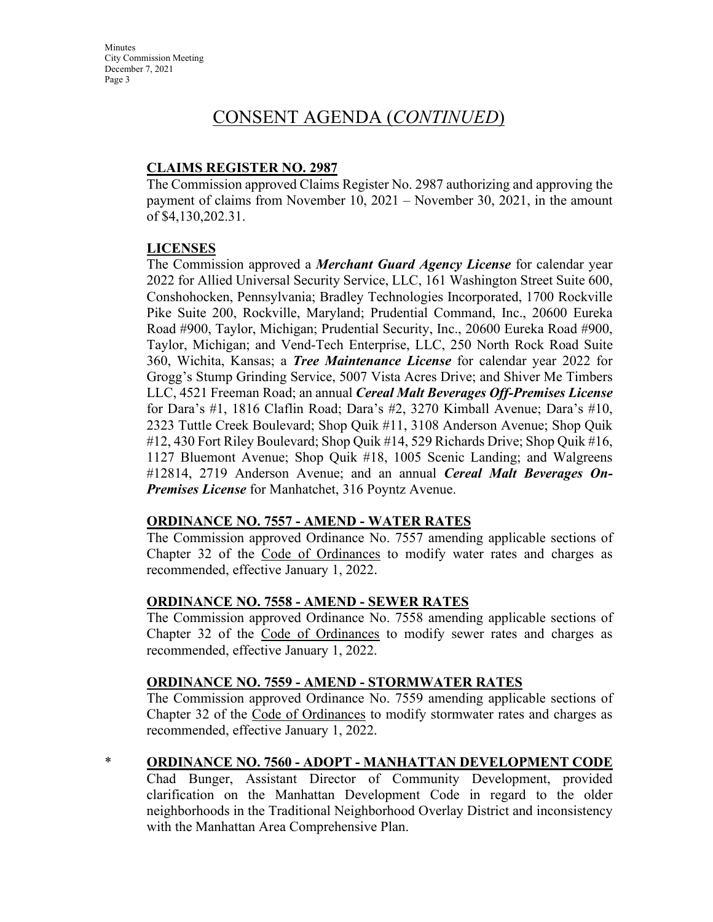# CONSENT AGENDA (*CONTINUED*)

**CLAIMS REGISTER NO. 2987**

The Commission approved Claims Register No. 2987 authorizing and approving the payment of claims from November 10, 2021 – November 30, 2021, in the amount of $4,130,202.31.

**LICENSES**

The Commission approved a ***Merchant Guard Agency License*** for calendar year 2022 for Allied Universal Security Service, LLC, 161 Washington Street Suite 600, Conshohocken, Pennsylvania; Bradley Technologies Incorporated, 1700 Rockville Pike Suite 200, Rockville, Maryland; Prudential Command, Inc., 20600 Eureka Road #900, Taylor, Michigan; Prudential Security, Inc., 20600 Eureka Road #900, Taylor, Michigan; and Vend-Tech Enterprise, LLC, 250 North Rock Road Suite 360, Wichita, Kansas; a ***Tree Maintenance License*** for calendar year 2022 for Grogg's Stump Grinding Service, 5007 Vista Acres Drive; and Shiver Me Timbers LLC, 4521 Freeman Road; an annual ***Cereal Malt Beverages Off-Premises License*** for Dara's #1, 1816 Claflin Road; Dara's #2, 3270 Kimball Avenue; Dara's #10, 2323 Tuttle Creek Boulevard; Shop Quik #11, 3108 Anderson Avenue; Shop Quik #12, 430 Fort Riley Boulevard; Shop Quik #14, 529 Richards Drive; Shop Quik #16, 1127 Bluemont Avenue; Shop Quik #18, 1005 Scenic Landing; and Walgreens #12814, 2719 Anderson Avenue; and an annual ***Cereal Malt Beverages On-Premises License*** for Manhatchet, 316 Poyntz Avenue.

**ORDINANCE NO. 7557 - AMEND - WATER RATES**

The Commission approved Ordinance No. 7557 amending applicable sections of Chapter 32 of the Code of Ordinances to modify water rates and charges as recommended, effective January 1, 2022.

**ORDINANCE NO. 7558 - AMEND - SEWER RATES**

The Commission approved Ordinance No. 7558 amending applicable sections of Chapter 32 of the Code of Ordinances to modify sewer rates and charges as recommended, effective January 1, 2022.

**ORDINANCE NO. 7559 - AMEND - STORMWATER RATES**

The Commission approved Ordinance No. 7559 amending applicable sections of Chapter 32 of the Code of Ordinances to modify stormwater rates and charges as recommended, effective January 1, 2022.

\* **ORDINANCE NO. 7560 - ADOPT - MANHATTAN DEVELOPMENT CODE**

Chad Bunger, Assistant Director of Community Development, provided clarification on the Manhattan Development Code in regard to the older neighborhoods in the Traditional Neighborhood Overlay District and inconsistency with the Manhattan Area Comprehensive Plan.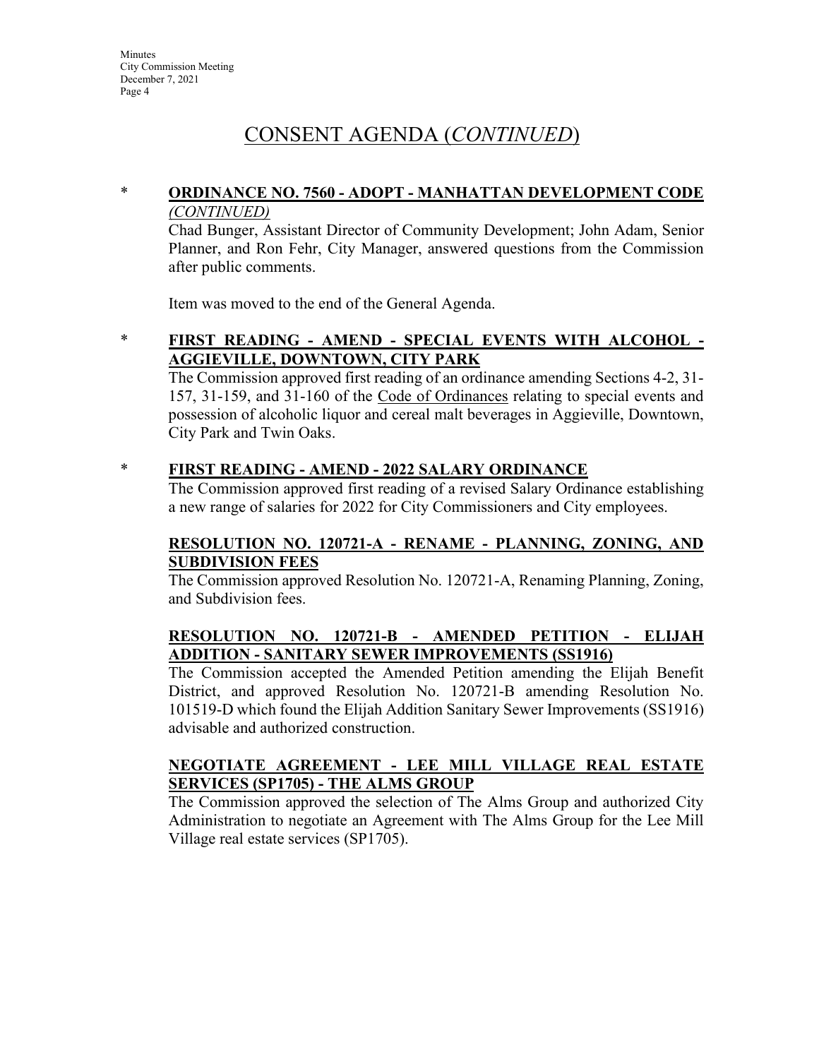# CONSENT AGENDA (*CONTINUED*)

\* **ORDINANCE NO. 7560 - ADOPT - MANHATTAN DEVELOPMENT CODE** *(CONTINUED)*

Chad Bunger, Assistant Director of Community Development; John Adam, Senior Planner, and Ron Fehr, City Manager, answered questions from the Commission after public comments.

Item was moved to the end of the General Agenda.

\* **FIRST READING - AMEND - SPECIAL EVENTS WITH ALCOHOL - AGGIEVILLE, DOWNTOWN, CITY PARK**

The Commission approved first reading of an ordinance amending Sections 4-2, 31-157, 31-159, and 31-160 of the Code of Ordinances relating to special events and possession of alcoholic liquor and cereal malt beverages in Aggieville, Downtown, City Park and Twin Oaks.

\* **FIRST READING - AMEND - 2022 SALARY ORDINANCE**

The Commission approved first reading of a revised Salary Ordinance establishing a new range of salaries for 2022 for City Commissioners and City employees.

**RESOLUTION NO. 120721-A - RENAME - PLANNING, ZONING, AND SUBDIVISION FEES**

The Commission approved Resolution No. 120721-A, Renaming Planning, Zoning, and Subdivision fees.

**RESOLUTION NO. 120721-B - AMENDED PETITION - ELIJAH ADDITION - SANITARY SEWER IMPROVEMENTS (SS1916)**

The Commission accepted the Amended Petition amending the Elijah Benefit District, and approved Resolution No. 120721-B amending Resolution No. 101519-D which found the Elijah Addition Sanitary Sewer Improvements (SS1916) advisable and authorized construction.

**NEGOTIATE AGREEMENT - LEE MILL VILLAGE REAL ESTATE SERVICES (SP1705) - THE ALMS GROUP**

The Commission approved the selection of The Alms Group and authorized City Administration to negotiate an Agreement with The Alms Group for the Lee Mill Village real estate services (SP1705).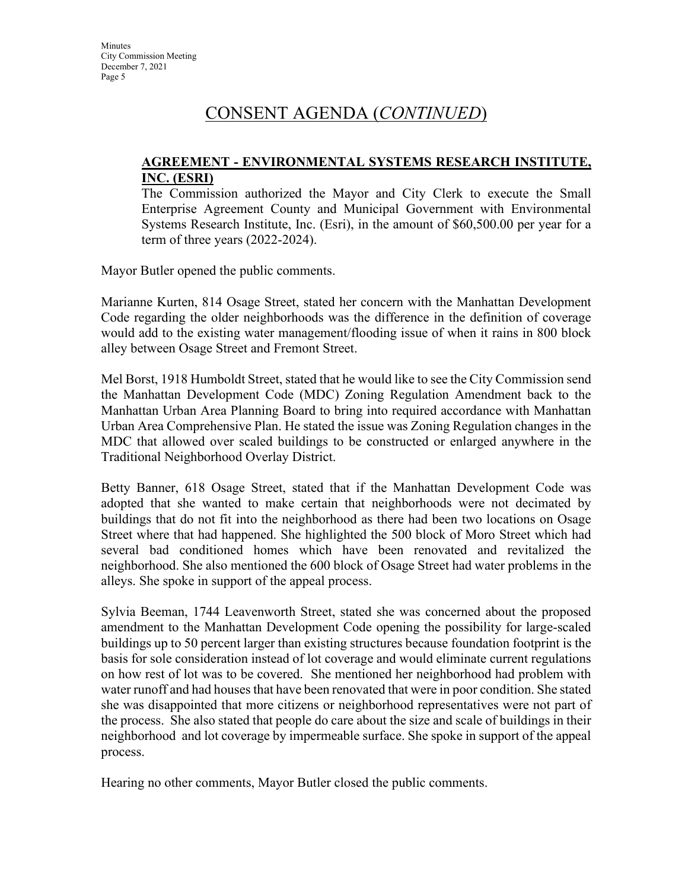# CONSENT AGENDA (*CONTINUED*)

**AGREEMENT - ENVIRONMENTAL SYSTEMS RESEARCH INSTITUTE, INC. (ESRI)**

The Commission authorized the Mayor and City Clerk to execute the Small Enterprise Agreement County and Municipal Government with Environmental Systems Research Institute, Inc. (Esri), in the amount of $60,500.00 per year for a term of three years (2022-2024).

Mayor Butler opened the public comments.

Marianne Kurten, 814 Osage Street, stated her concern with the Manhattan Development Code regarding the older neighborhoods was the difference in the definition of coverage would add to the existing water management/flooding issue of when it rains in 800 block alley between Osage Street and Fremont Street.

Mel Borst, 1918 Humboldt Street, stated that he would like to see the City Commission send the Manhattan Development Code (MDC) Zoning Regulation Amendment back to the Manhattan Urban Area Planning Board to bring into required accordance with Manhattan Urban Area Comprehensive Plan. He stated the issue was Zoning Regulation changes in the MDC that allowed over scaled buildings to be constructed or enlarged anywhere in the Traditional Neighborhood Overlay District.

Betty Banner, 618 Osage Street, stated that if the Manhattan Development Code was adopted that she wanted to make certain that neighborhoods were not decimated by buildings that do not fit into the neighborhood as there had been two locations on Osage Street where that had happened. She highlighted the 500 block of Moro Street which had several bad conditioned homes which have been renovated and revitalized the neighborhood. She also mentioned the 600 block of Osage Street had water problems in the alleys. She spoke in support of the appeal process.

Sylvia Beeman, 1744 Leavenworth Street, stated she was concerned about the proposed amendment to the Manhattan Development Code opening the possibility for large-scaled buildings up to 50 percent larger than existing structures because foundation footprint is the basis for sole consideration instead of lot coverage and would eliminate current regulations on how rest of lot was to be covered. She mentioned her neighborhood had problem with water runoff and had houses that have been renovated that were in poor condition. She stated she was disappointed that more citizens or neighborhood representatives were not part of the process. She also stated that people do care about the size and scale of buildings in their neighborhood and lot coverage by impermeable surface. She spoke in support of the appeal process.

Hearing no other comments, Mayor Butler closed the public comments.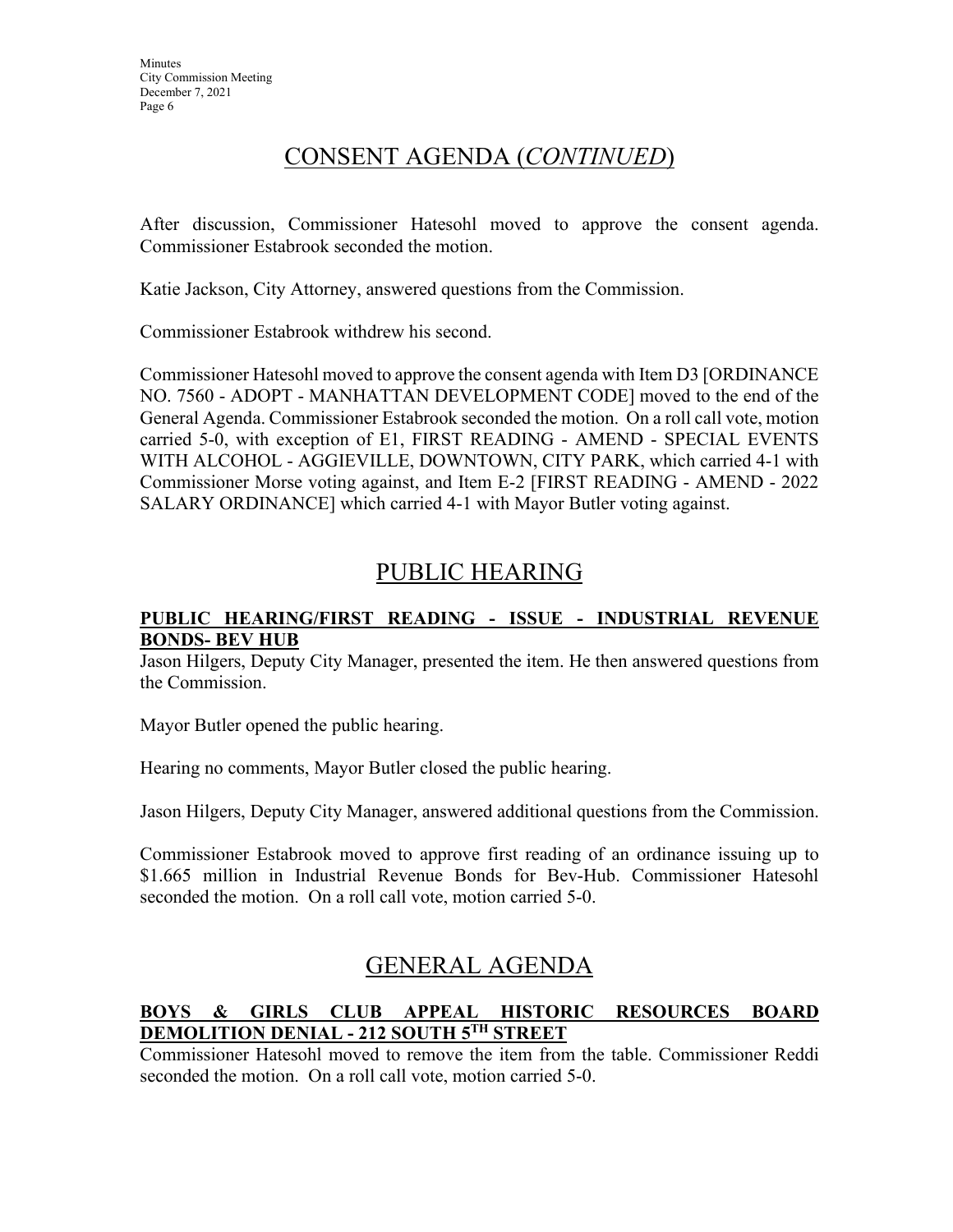# CONSENT AGENDA (*CONTINUED*)

After discussion, Commissioner Hatesohl moved to approve the consent agenda. Commissioner Estabrook seconded the motion.

Katie Jackson, City Attorney, answered questions from the Commission.

Commissioner Estabrook withdrew his second.

Commissioner Hatesohl moved to approve the consent agenda with Item D3 [ORDINANCE NO. 7560 - ADOPT - MANHATTAN DEVELOPMENT CODE] moved to the end of the General Agenda. Commissioner Estabrook seconded the motion. On a roll call vote, motion carried 5-0, with exception of E1, FIRST READING - AMEND - SPECIAL EVENTS WITH ALCOHOL - AGGIEVILLE, DOWNTOWN, CITY PARK, which carried 4-1 with Commissioner Morse voting against, and Item E-2 [FIRST READING - AMEND - 2022 SALARY ORDINANCE] which carried 4-1 with Mayor Butler voting against.

# PUBLIC HEARING

**PUBLIC HEARING/FIRST READING - ISSUE - INDUSTRIAL REVENUE BONDS- BEV HUB**

Jason Hilgers, Deputy City Manager, presented the item. He then answered questions from the Commission.

Mayor Butler opened the public hearing.

Hearing no comments, Mayor Butler closed the public hearing.

Jason Hilgers, Deputy City Manager, answered additional questions from the Commission.

Commissioner Estabrook moved to approve first reading of an ordinance issuing up to $1.665 million in Industrial Revenue Bonds for Bev-Hub. Commissioner Hatesohl seconded the motion. On a roll call vote, motion carried 5-0.

# GENERAL AGENDA

**BOYS & GIRLS CLUB APPEAL HISTORIC RESOURCES BOARD DEMOLITION DENIAL - 212 SOUTH 5TH STREET**

Commissioner Hatesohl moved to remove the item from the table. Commissioner Reddi seconded the motion. On a roll call vote, motion carried 5-0.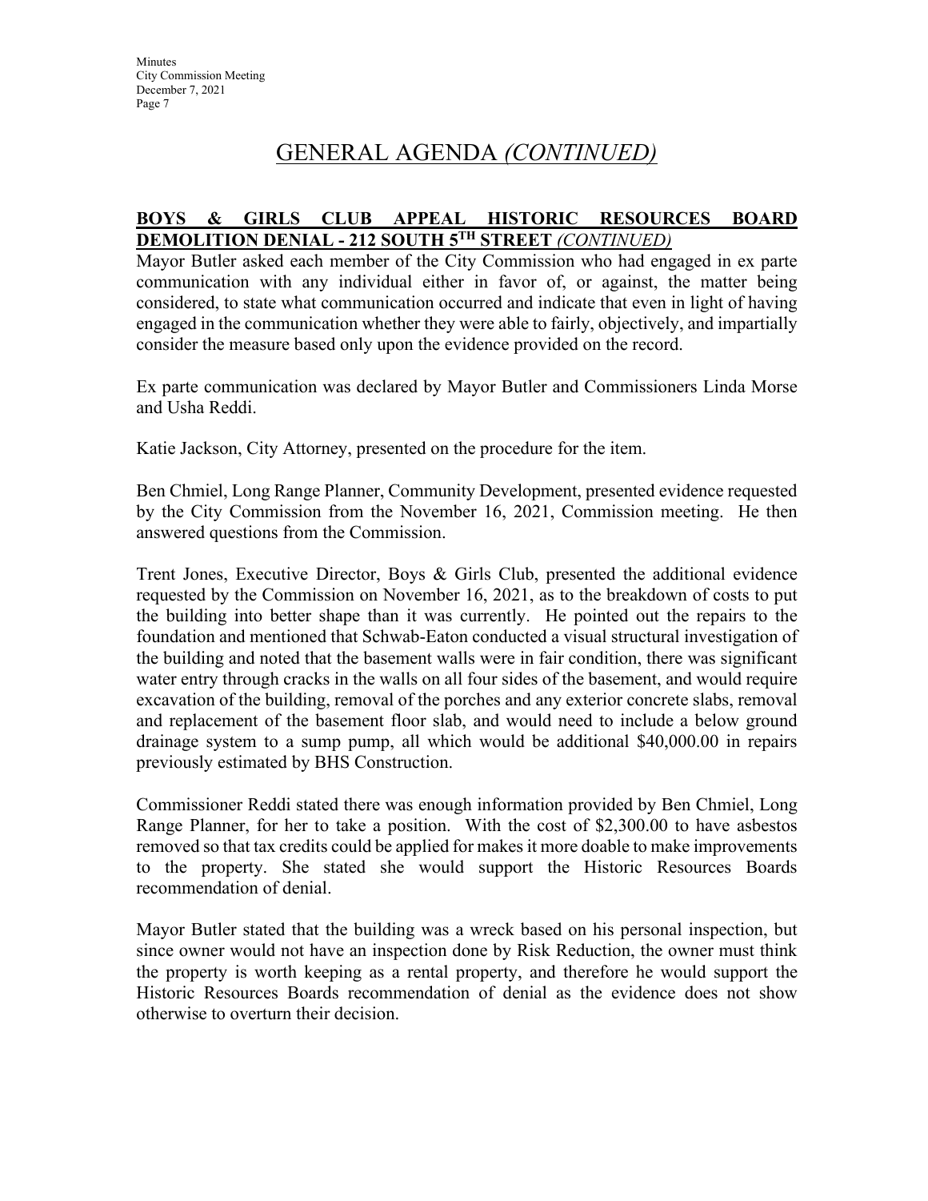# GENERAL AGENDA *(CONTINUED)*

**BOYS & GIRLS CLUB APPEAL HISTORIC RESOURCES BOARD DEMOLITION DENIAL - 212 SOUTH 5TH STREET** ***(CONTINUED)***

Mayor Butler asked each member of the City Commission who had engaged in ex parte communication with any individual either in favor of, or against, the matter being considered, to state what communication occurred and indicate that even in light of having engaged in the communication whether they were able to fairly, objectively, and impartially consider the measure based only upon the evidence provided on the record.

Ex parte communication was declared by Mayor Butler and Commissioners Linda Morse and Usha Reddi.

Katie Jackson, City Attorney, presented on the procedure for the item.

Ben Chmiel, Long Range Planner, Community Development, presented evidence requested by the City Commission from the November 16, 2021, Commission meeting. He then answered questions from the Commission.

Trent Jones, Executive Director, Boys & Girls Club, presented the additional evidence requested by the Commission on November 16, 2021, as to the breakdown of costs to put the building into better shape than it was currently. He pointed out the repairs to the foundation and mentioned that Schwab-Eaton conducted a visual structural investigation of the building and noted that the basement walls were in fair condition, there was significant water entry through cracks in the walls on all four sides of the basement, and would require excavation of the building, removal of the porches and any exterior concrete slabs, removal and replacement of the basement floor slab, and would need to include a below ground drainage system to a sump pump, all which would be additional $40,000.00 in repairs previously estimated by BHS Construction.

Commissioner Reddi stated there was enough information provided by Ben Chmiel, Long Range Planner, for her to take a position. With the cost of $2,300.00 to have asbestos removed so that tax credits could be applied for makes it more doable to make improvements to the property. She stated she would support the Historic Resources Boards recommendation of denial.

Mayor Butler stated that the building was a wreck based on his personal inspection, but since owner would not have an inspection done by Risk Reduction, the owner must think the property is worth keeping as a rental property, and therefore he would support the Historic Resources Boards recommendation of denial as the evidence does not show otherwise to overturn their decision.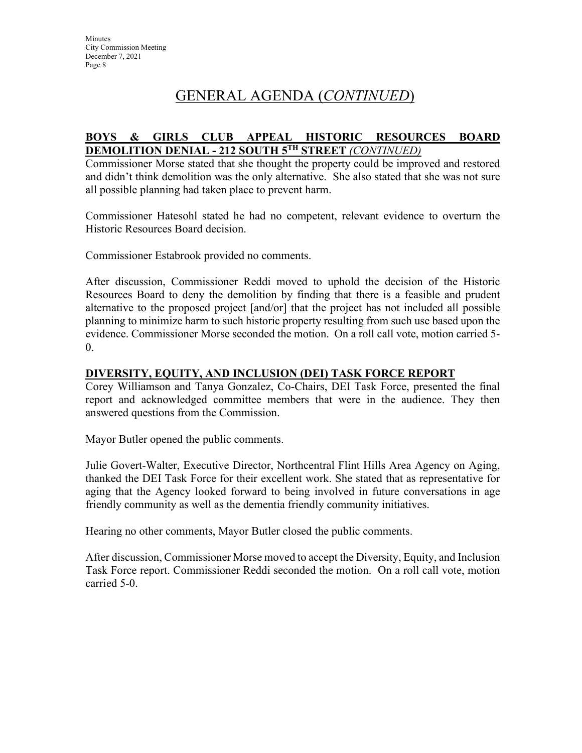# GENERAL AGENDA (*CONTINUED*)

**BOYS & GIRLS CLUB APPEAL HISTORIC RESOURCES BOARD DEMOLITION DENIAL - 212 SOUTH 5TH STREET** *(CONTINUED)*

Commissioner Morse stated that she thought the property could be improved and restored and didn't think demolition was the only alternative. She also stated that she was not sure all possible planning had taken place to prevent harm.

Commissioner Hatesohl stated he had no competent, relevant evidence to overturn the Historic Resources Board decision.

Commissioner Estabrook provided no comments.

After discussion, Commissioner Reddi moved to uphold the decision of the Historic Resources Board to deny the demolition by finding that there is a feasible and prudent alternative to the proposed project [and/or] that the project has not included all possible planning to minimize harm to such historic property resulting from such use based upon the evidence. Commissioner Morse seconded the motion. On a roll call vote, motion carried 5-0.

**DIVERSITY, EQUITY, AND INCLUSION (DEI) TASK FORCE REPORT**

Corey Williamson and Tanya Gonzalez, Co-Chairs, DEI Task Force, presented the final report and acknowledged committee members that were in the audience. They then answered questions from the Commission.

Mayor Butler opened the public comments.

Julie Govert-Walter, Executive Director, Northcentral Flint Hills Area Agency on Aging, thanked the DEI Task Force for their excellent work. She stated that as representative for aging that the Agency looked forward to being involved in future conversations in age friendly community as well as the dementia friendly community initiatives.

Hearing no other comments, Mayor Butler closed the public comments.

After discussion, Commissioner Morse moved to accept the Diversity, Equity, and Inclusion Task Force report. Commissioner Reddi seconded the motion. On a roll call vote, motion carried 5-0.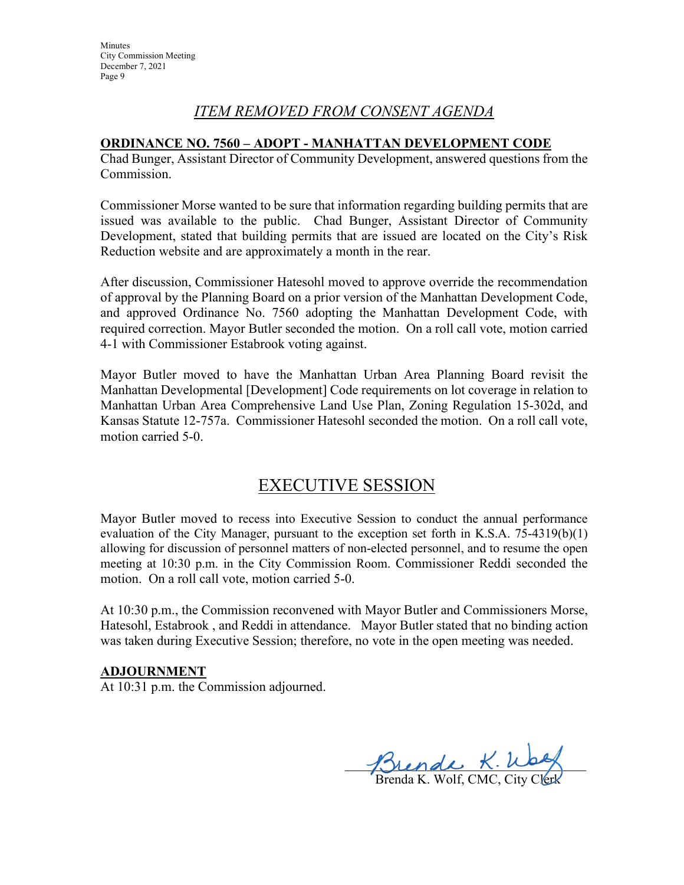## *ITEM REMOVED FROM CONSENT AGENDA*

**ORDINANCE NO. 7560 – ADOPT - MANHATTAN DEVELOPMENT CODE**

Chad Bunger, Assistant Director of Community Development, answered questions from the Commission.

Commissioner Morse wanted to be sure that information regarding building permits that are issued was available to the public. Chad Bunger, Assistant Director of Community Development, stated that building permits that are issued are located on the City's Risk Reduction website and are approximately a month in the rear.

After discussion, Commissioner Hatesohl moved to approve override the recommendation of approval by the Planning Board on a prior version of the Manhattan Development Code, and approved Ordinance No. 7560 adopting the Manhattan Development Code, with required correction. Mayor Butler seconded the motion. On a roll call vote, motion carried 4-1 with Commissioner Estabrook voting against.

Mayor Butler moved to have the Manhattan Urban Area Planning Board revisit the Manhattan Developmental [Development] Code requirements on lot coverage in relation to Manhattan Urban Area Comprehensive Land Use Plan, Zoning Regulation 15-302d, and Kansas Statute 12-757a. Commissioner Hatesohl seconded the motion. On a roll call vote, motion carried 5-0.

# EXECUTIVE SESSION

Mayor Butler moved to recess into Executive Session to conduct the annual performance evaluation of the City Manager, pursuant to the exception set forth in K.S.A. 75-4319(b)(1) allowing for discussion of personnel matters of non-elected personnel, and to resume the open meeting at 10:30 p.m. in the City Commission Room. Commissioner Reddi seconded the motion. On a roll call vote, motion carried 5-0.

At 10:30 p.m., the Commission reconvened with Mayor Butler and Commissioners Morse, Hatesohl, Estabrook , and Reddi in attendance. Mayor Butler stated that no binding action was taken during Executive Session; therefore, no vote in the open meeting was needed.

**ADJOURNMENT**

At 10:31 p.m. the Commission adjourned.

Brenda K. Wolf, CMC, City Clerk